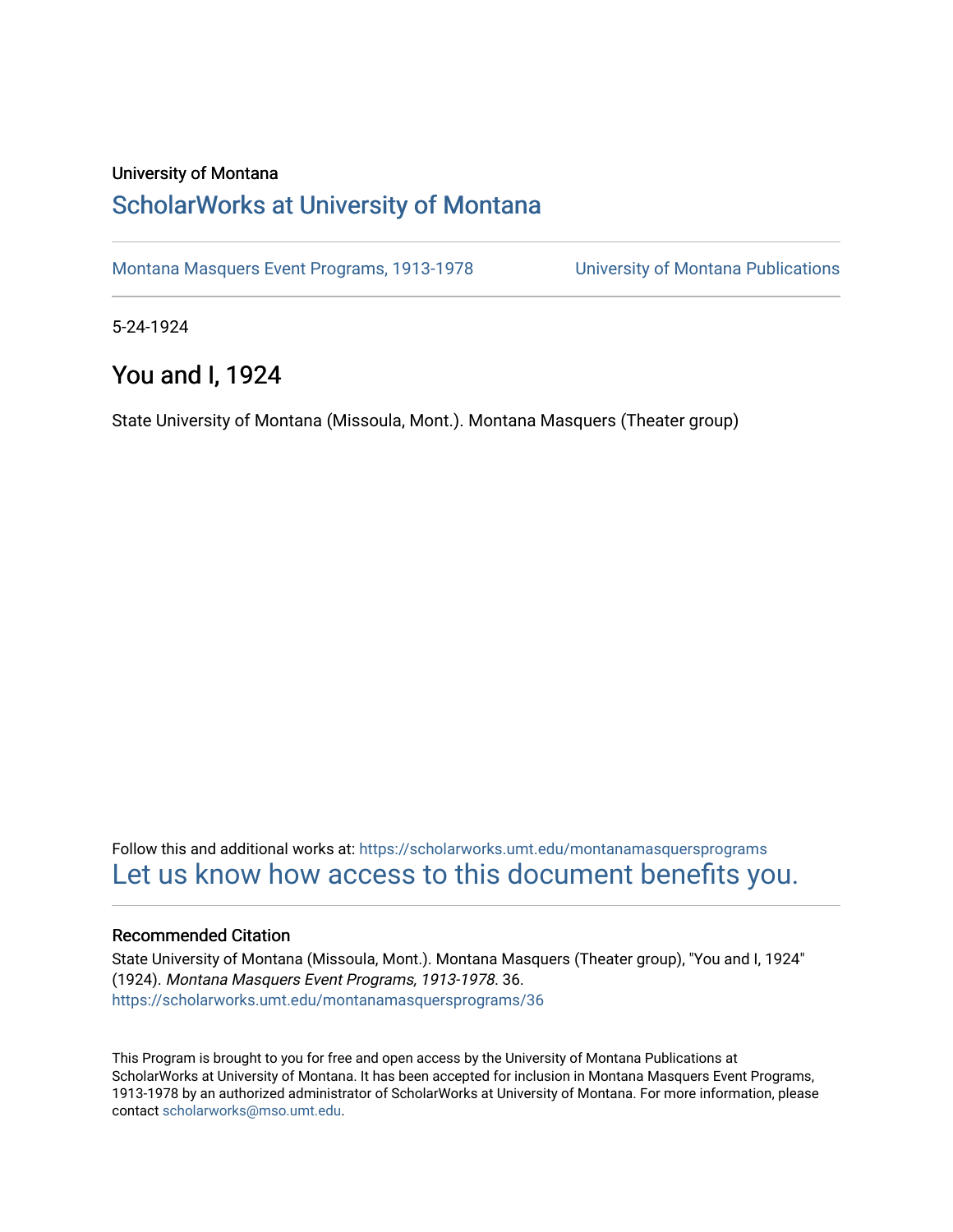University of Montana

# ScholarWorks at University of Montana

Montana Masquers Event Programs, 1913-1978

University of Montana Publications

5-24-1924

## You and I, 1924

State University of Montana (Missoula, Mont.). Montana Masquers (Theater group)

Follow this and additional works at: https://scholarworks.umt.edu/montanamasquersprograms

Let us know how access to this document benefits you.

### Recommended Citation

State University of Montana (Missoula, Mont.). Montana Masquers (Theater group), "You and I, 1924" (1924). *Montana Masquers Event Programs, 1913-1978*. 36.
https://scholarworks.umt.edu/montanamasquersprograms/36

This Program is brought to you for free and open access by the University of Montana Publications at ScholarWorks at University of Montana. It has been accepted for inclusion in Montana Masquers Event Programs, 1913-1978 by an authorized administrator of ScholarWorks at University of Montana. For more information, please contact scholarworks@mso.umt.edu.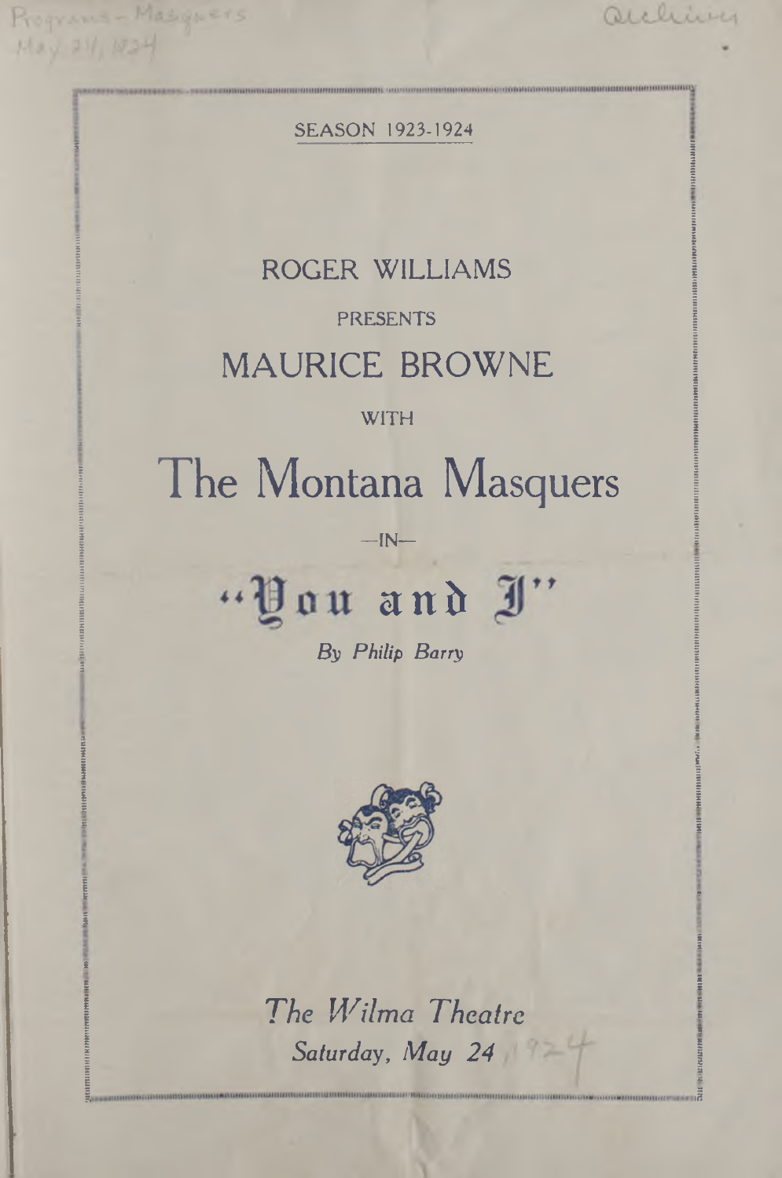Programs - Masquers
May 24, 1924

Archives

SEASON 1923-1924

ROGER WILLIAMS

PRESENTS

# MAURICE BROWNE

WITH

# The Montana Masquers

—IN—

# "You and I"

*By Philip Barry*

*The Wilma Theatre*

*Saturday, May 24* 1924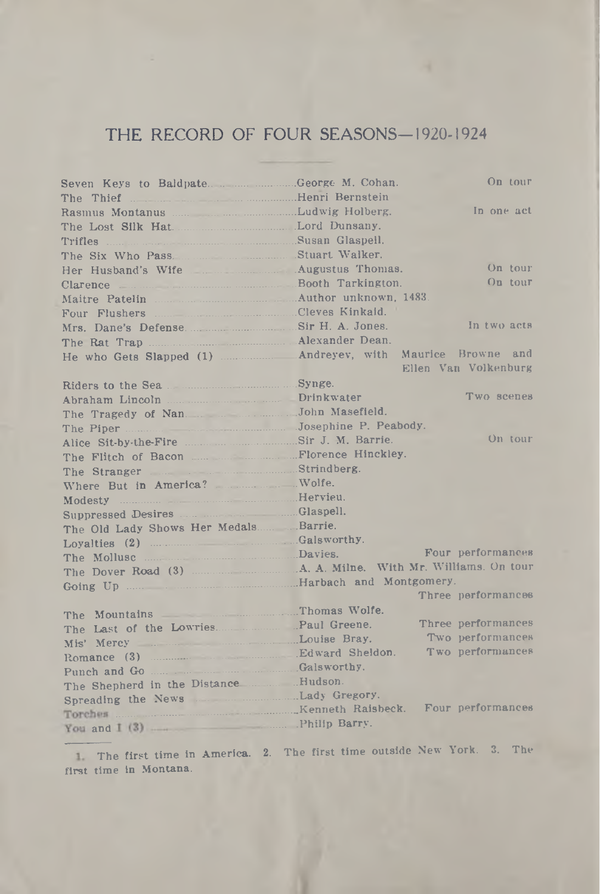# THE RECORD OF FOUR SEASONS—1920-1924

| Play | Author | Notes |
|---|---|---|
| Seven Keys to Baldpate | George M. Cohan. | On tour |
| The Thief | Henri Bernstein | |
| Rasmus Montanus | Ludwig Holberg. | In one act |
| The Lost Silk Hat | Lord Dunsany. | |
| Trifles | Susan Glaspell. | |
| The Six Who Pass | Stuart Walker. | |
| Her Husband's Wife | Augustus Thomas. | On tour |
| Clarence | Booth Tarkington. | On tour |
| Maitre Patelin | Author unknown, 1483. | |
| Four Flushers | Cleves Kinkaid. | |
| Mrs. Dane's Defense | Sir H. A. Jones. | In two acts |
| The Rat Trap | Alexander Dean. | |
| He who Gets Slapped (1) | Andreyev, with Maurice Browne and Ellen Van Volkenburg | |
| | | |
| Riders to the Sea | Synge. | |
| Abraham Lincoln | Drinkwater | Two scenes |
| The Tragedy of Nan | John Masefield. | |
| The Piper | Josephine P. Peabody. | |
| Alice Sit-by-the-Fire | Sir J. M. Barrie. | On tour |
| The Flitch of Bacon | Florence Hinckley. | |
| The Stranger | Strindberg. | |
| Where But in America? | Wolfe. | |
| Modesty | Hervieu. | |
| Suppressed Desires | Glaspell. | |
| The Old Lady Shows Her Medals | Barrie. | |
| Loyalties (2) | Galsworthy. | |
| The Mollusc | Davies. | Four performances |
| The Dover Road (3) | A. A. Milne. With Mr. Williams. | On tour |
| Going Up | Harbach and Montgomery. | Three performances |
| | | |
| The Mountains | Thomas Wolfe. | |
| The Last of the Lowries | Paul Greene. | Three performances |
| Mis' Mercy | Louise Bray. | Two performances |
| Romance (3) | Edward Sheldon. | Two performances |
| Punch and Go | Galsworthy. | |
| The Shepherd in the Distance | Hudson. | |
| Spreading the News | Lady Gregory. | |
| Torches | Kenneth Raisbeck. | Four performances |
| You and I (3) | Philip Barry. | |

1. The first time in America. 2. The first time outside New York. 3. The first time in Montana.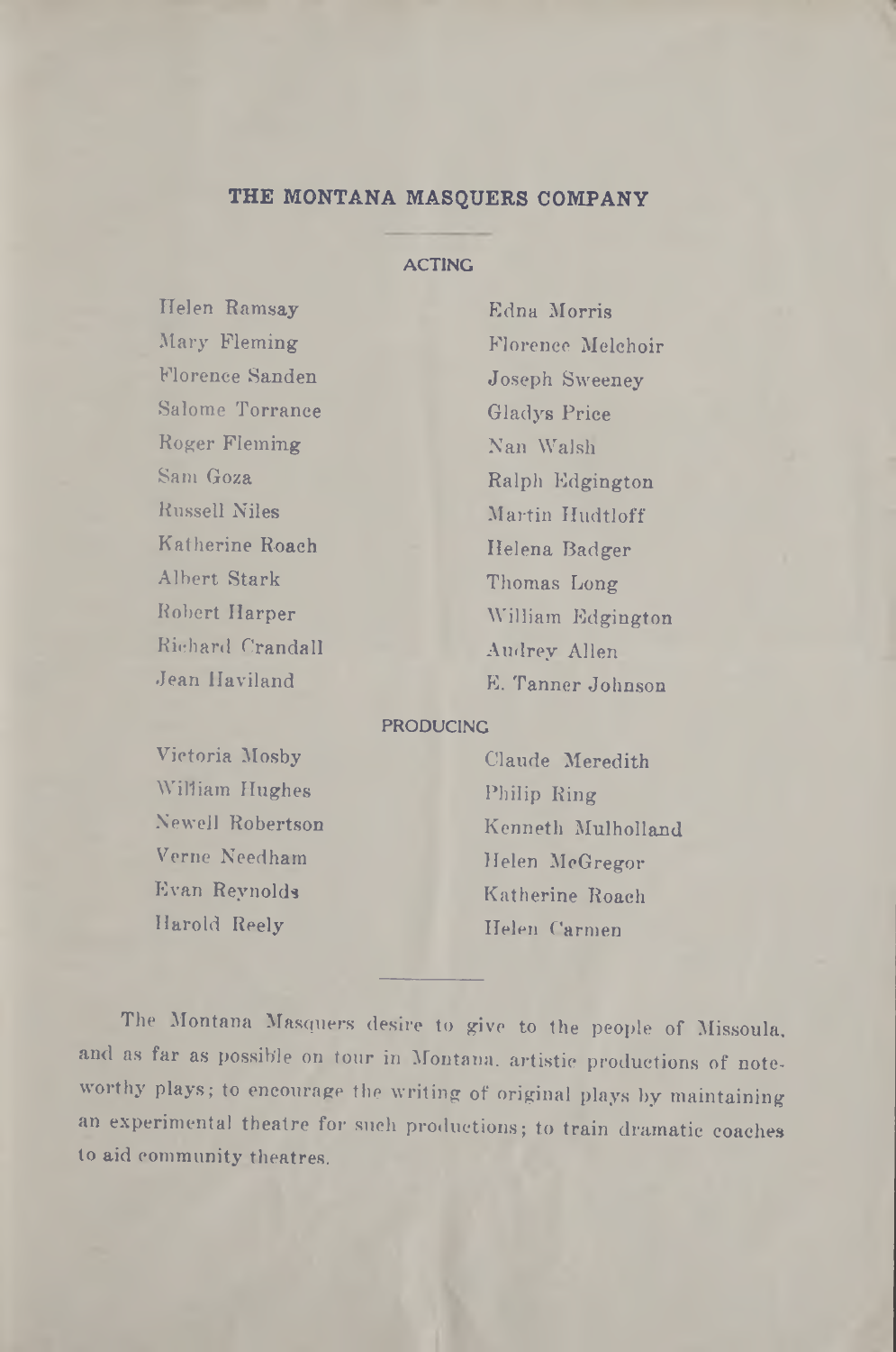## THE MONTANA MASQUERS COMPANY

### ACTING

Helen Ramsay
Mary Fleming
Florence Sanden
Salome Torrance
Roger Fleming
Sam Goza
Russell Niles
Katherine Roach
Albert Stark
Robert Harper
Richard Crandall
Jean Haviland
Edna Morris
Florence Melchoir
Joseph Sweeney
Gladys Price
Nan Walsh
Ralph Edgington
Martin Hudtloff
Helena Badger
Thomas Long
William Edgington
Audrey Allen
E. Tanner Johnson

### PRODUCING

Victoria Mosby
William Hughes
Newell Robertson
Verne Needham
Evan Reynolds
Harold Reely
Claude Meredith
Philip Ring
Kenneth Mulholland
Helen McGregor
Katherine Roach
Helen Carmen

---

The Montana Masquers desire to give to the people of Missoula, and as far as possible on tour in Montana, artistic productions of noteworthy plays; to encourage the writing of original plays by maintaining an experimental theatre for such productions; to train dramatic coaches to aid community theatres.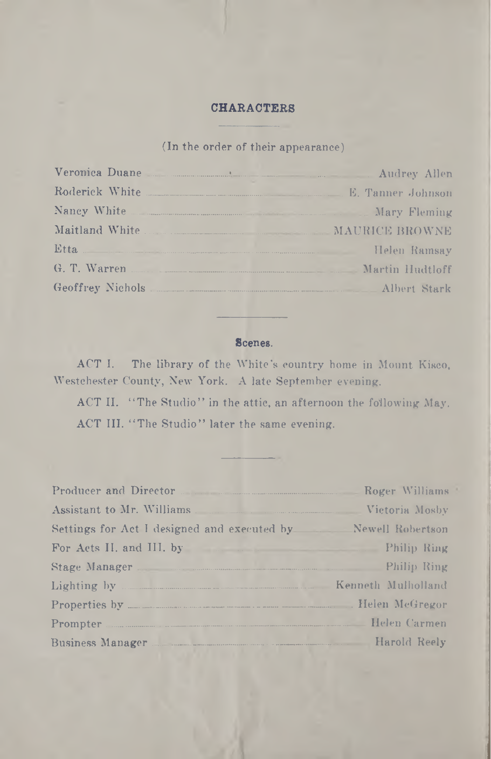## CHARACTERS

(In the order of their appearance)

| | |
|---|---|
| Veronica Duane | Audrey Allen |
| Roderick White | E. Tanner Johnson |
| Nancy White | Mary Fleming |
| Maitland White | MAURICE BROWNE |
| Etta | Helen Ramsay |
| G. T. Warren | Martin Hudtloff |
| Geoffrey Nichols | Albert Stark |

### Scenes.

ACT I. The library of the White's country home in Mount Kisco, Westchester County, New York. A late September evening.

ACT II. "The Studio" in the attic, an afternoon the following May.

ACT III. "The Studio" later the same evening.

| | |
|---|---|
| Producer and Director | Roger Williams |
| Assistant to Mr. Williams | Victoria Mosby |
| Settings for Act I designed and executed by | Newell Robertson |
| For Acts II. and III. by | Philip Ring |
| Stage Manager | Philip Ring |
| Lighting by | Kenneth Mulholland |
| Properties by | Helen McGregor |
| Prompter | Helen Carmen |
| Business Manager | Harold Reely |